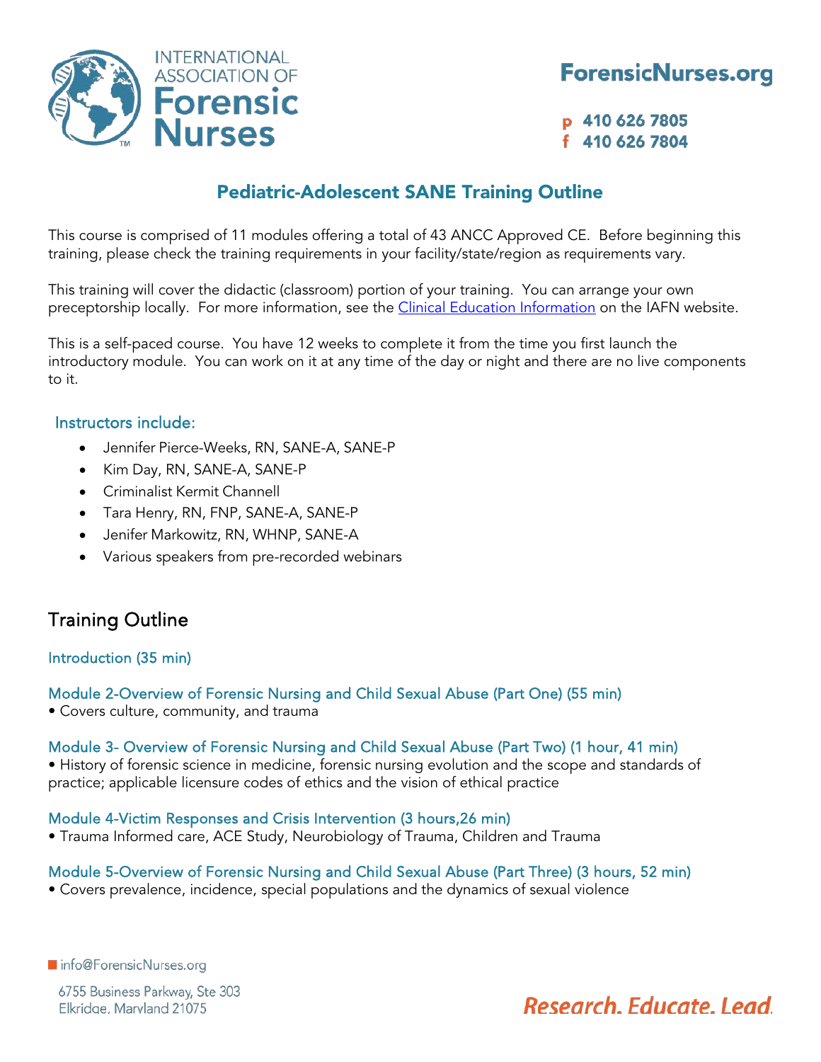INTERNATIONAL ASSOCIATION OF **Forensic Nurses**

**ForensicNurses.org**

p 410 626 7805
f 410 626 7804

## Pediatric-Adolescent SANE Training Outline

This course is comprised of 11 modules offering a total of 43 ANCC Approved CE. Before beginning this training, please check the training requirements in your facility/state/region as requirements vary.

This training will cover the didactic (classroom) portion of your training. You can arrange your own preceptorship locally. For more information, see the Clinical Education Information on the IAFN website.

This is a self-paced course. You have 12 weeks to complete it from the time you first launch the introductory module. You can work on it at any time of the day or night and there are no live components to it.

### Instructors include:

- Jennifer Pierce-Weeks, RN, SANE-A, SANE-P
- Kim Day, RN, SANE-A, SANE-P
- Criminalist Kermit Channell
- Tara Henry, RN, FNP, SANE-A, SANE-P
- Jenifer Markowitz, RN, WHNP, SANE-A
- Various speakers from pre-recorded webinars

## Training Outline

### Introduction (35 min)

### Module 2-Overview of Forensic Nursing and Child Sexual Abuse (Part One) (55 min)

• Covers culture, community, and trauma

### Module 3- Overview of Forensic Nursing and Child Sexual Abuse (Part Two) (1 hour, 41 min)

• History of forensic science in medicine, forensic nursing evolution and the scope and standards of practice; applicable licensure codes of ethics and the vision of ethical practice

### Module 4-Victim Responses and Crisis Intervention (3 hours,26 min)

• Trauma Informed care, ACE Study, Neurobiology of Trauma, Children and Trauma

### Module 5-Overview of Forensic Nursing and Child Sexual Abuse (Part Three) (3 hours, 52 min)

• Covers prevalence, incidence, special populations and the dynamics of sexual violence

info@ForensicNurses.org

6755 Business Parkway, Ste 303
Elkridge, Maryland 21075

*Research. Educate. Lead.*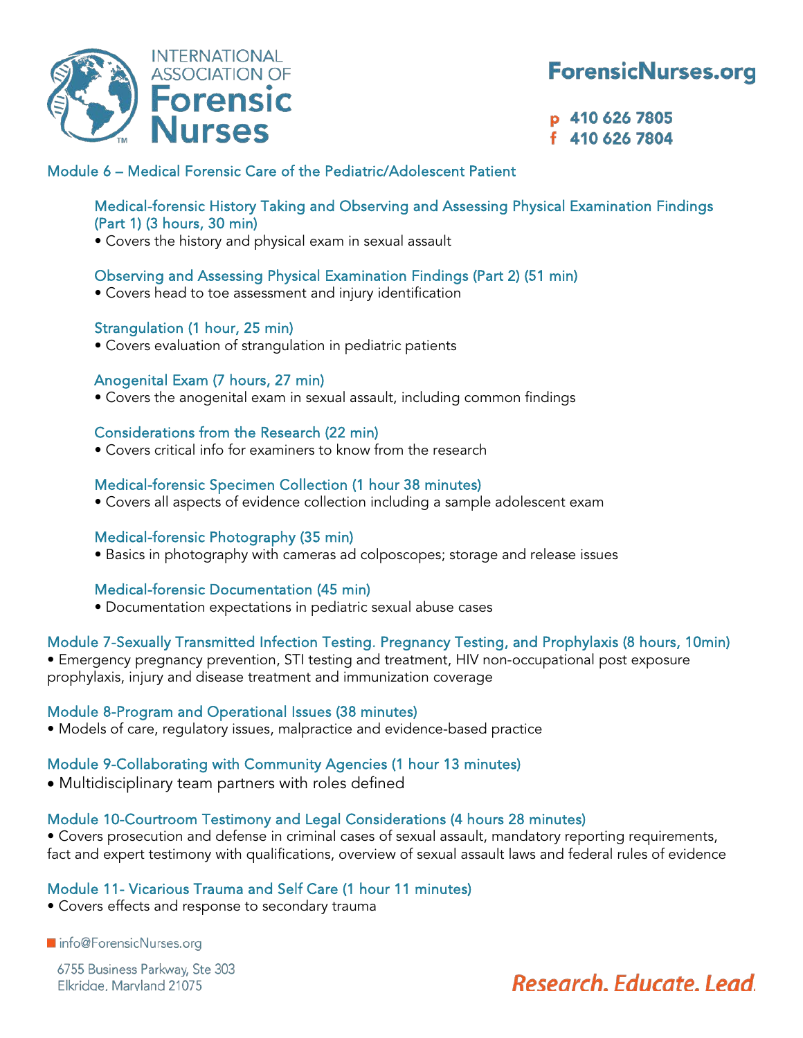## Module 6 – Medical Forensic Care of the Pediatric/Adolescent Patient

### Medical-forensic History Taking and Observing and Assessing Physical Examination Findings (Part 1) (3 hours, 30 min)

- Covers the history and physical exam in sexual assault

### Observing and Assessing Physical Examination Findings (Part 2) (51 min)

- Covers head to toe assessment and injury identification

### Strangulation (1 hour, 25 min)

- Covers evaluation of strangulation in pediatric patients

### Anogenital Exam (7 hours, 27 min)

- Covers the anogenital exam in sexual assault, including common findings

### Considerations from the Research (22 min)

- Covers critical info for examiners to know from the research

### Medical-forensic Specimen Collection (1 hour 38 minutes)

- Covers all aspects of evidence collection including a sample adolescent exam

### Medical-forensic Photography (35 min)

- Basics in photography with cameras ad colposcopes; storage and release issues

### Medical-forensic Documentation (45 min)

- Documentation expectations in pediatric sexual abuse cases

## Module 7-Sexually Transmitted Infection Testing. Pregnancy Testing, and Prophylaxis (8 hours, 10min)

- Emergency pregnancy prevention, STI testing and treatment, HIV non-occupational post exposure prophylaxis, injury and disease treatment and immunization coverage

## Module 8-Program and Operational Issues (38 minutes)

- Models of care, regulatory issues, malpractice and evidence-based practice

## Module 9-Collaborating with Community Agencies (1 hour 13 minutes)

- Multidisciplinary team partners with roles defined

## Module 10-Courtroom Testimony and Legal Considerations (4 hours 28 minutes)

- Covers prosecution and defense in criminal cases of sexual assault, mandatory reporting requirements, fact and expert testimony with qualifications, overview of sexual assault laws and federal rules of evidence

## Module 11- Vicarious Trauma and Self Care (1 hour 11 minutes)

- Covers effects and response to secondary trauma